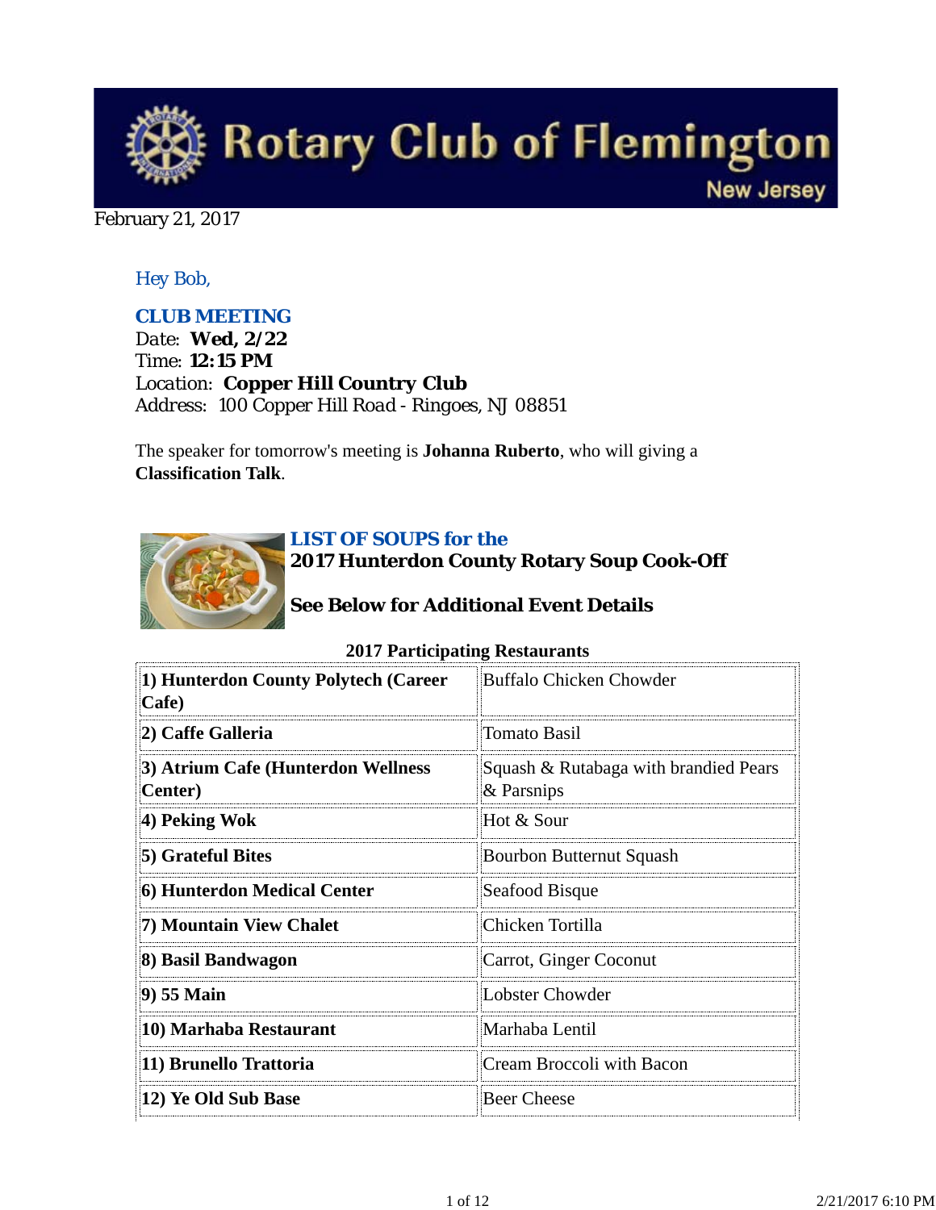# Rotary Club of Flemington
New Jersey

February 21, 2017

Hey Bob,

### CLUB MEETING

Date: **Wed, 2/22**
Time: **12:15 PM**
Location: **Copper Hill Country Club**
Address: 100 Copper Hill Road - Ringoes, NJ 08851

The speaker for tomorrow's meeting is **Johanna Ruberto**, who will giving a **Classification Talk**.

### LIST OF SOUPS for the
**2017 Hunterdon County Rotary Soup Cook-Off**

**See Below for Additional Event Details**

**2017 Participating Restaurants**

| | |
|---|---|
| **1) Hunterdon County Polytech (Career Cafe)** | Buffalo Chicken Chowder |
| **2) Caffe Galleria** | Tomato Basil |
| **3) Atrium Cafe (Hunterdon Wellness Center)** | Squash & Rutabaga with brandied Pears & Parsnips |
| **4) Peking Wok** | Hot & Sour |
| **5) Grateful Bites** | Bourbon Butternut Squash |
| **6) Hunterdon Medical Center** | Seafood Bisque |
| **7) Mountain View Chalet** | Chicken Tortilla |
| **8) Basil Bandwagon** | Carrot, Ginger Coconut |
| **9) 55 Main** | Lobster Chowder |
| **10) Marhaba Restaurant** | Marhaba Lentil |
| **11) Brunello Trattoria** | Cream Broccoli with Bacon |
| **12) Ye Old Sub Base** | Beer Cheese |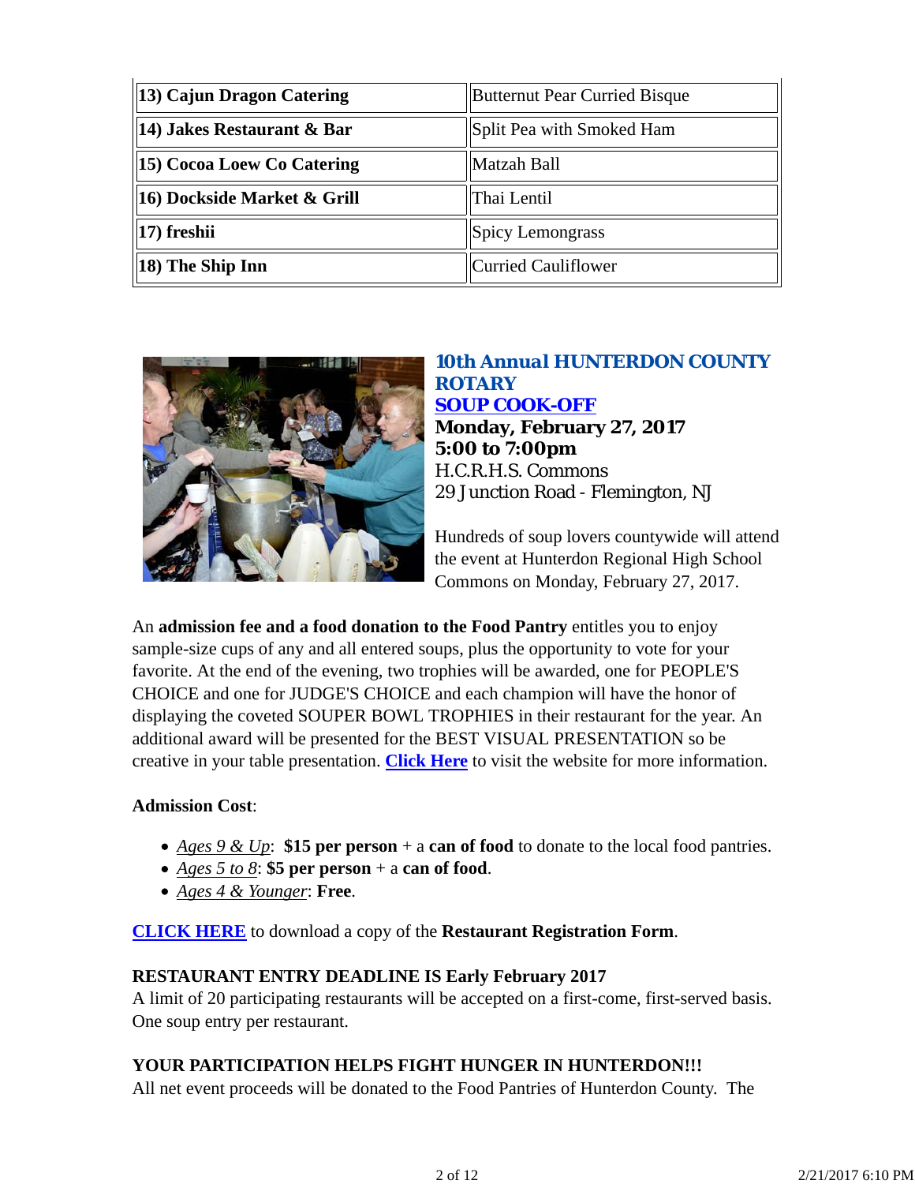| | |
|---|---|
| **13) Cajun Dragon Catering** | Butternut Pear Curried Bisque |
| **14) Jakes Restaurant & Bar** | Split Pea with Smoked Ham |
| **15) Cocoa Loew Co Catering** | Matzah Ball |
| **16) Dockside Market & Grill** | Thai Lentil |
| **17) freshii** | Spicy Lemongrass |
| **18) The Ship Inn** | Curried Cauliflower |

**10th Annual HUNTERDON COUNTY ROTARY**
**SOUP COOK-OFF**
**Monday, February 27, 2017**
**5:00 to 7:00pm**
H.C.R.H.S. Commons
29 Junction Road - Flemington, NJ

Hundreds of soup lovers countywide will attend the event at Hunterdon Regional High School Commons on Monday, February 27, 2017.

An **admission fee and a food donation to the Food Pantry** entitles you to enjoy sample-size cups of any and all entered soups, plus the opportunity to vote for your favorite. At the end of the evening, two trophies will be awarded, one for PEOPLE'S CHOICE and one for JUDGE'S CHOICE and each champion will have the honor of displaying the coveted SOUPER BOWL TROPHIES in their restaurant for the year. An additional award will be presented for the BEST VISUAL PRESENTATION so be creative in your table presentation. **Click Here** to visit the website for more information.

**Admission Cost**:

- *Ages 9 & Up*: **$15 per person** + a **can of food** to donate to the local food pantries.
- *Ages 5 to 8*: **$5 per person** + a **can of food**.
- *Ages 4 & Younger*: **Free**.

**CLICK HERE** to download a copy of the **Restaurant Registration Form**.

**RESTAURANT ENTRY DEADLINE IS Early February 2017**
A limit of 20 participating restaurants will be accepted on a first-come, first-served basis. One soup entry per restaurant.

**YOUR PARTICIPATION HELPS FIGHT HUNGER IN HUNTERDON!!!**
All net event proceeds will be donated to the Food Pantries of Hunterdon County. The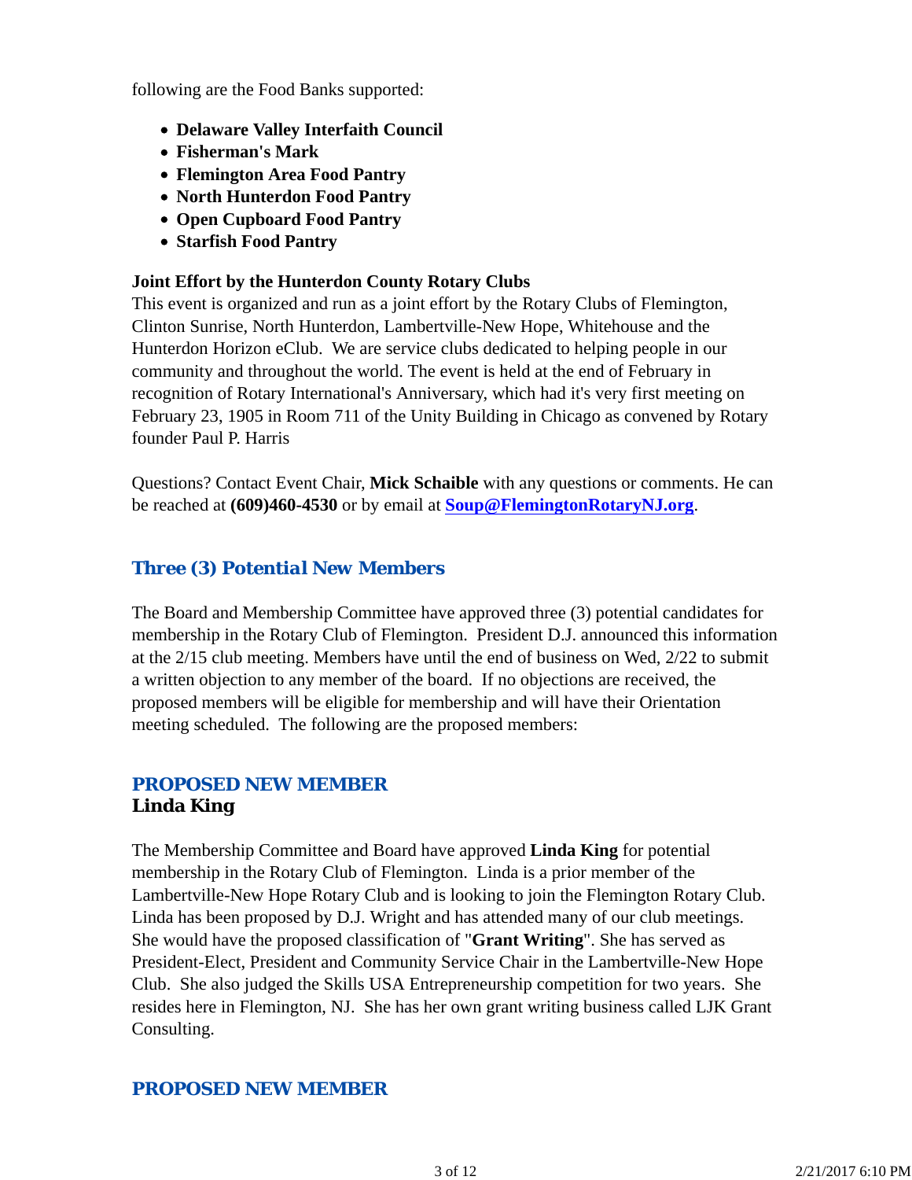following are the Food Banks supported:

- **Delaware Valley Interfaith Council**
- **Fisherman's Mark**
- **Flemington Area Food Pantry**
- **North Hunterdon Food Pantry**
- **Open Cupboard Food Pantry**
- **Starfish Food Pantry**

**Joint Effort by the Hunterdon County Rotary Clubs**
This event is organized and run as a joint effort by the Rotary Clubs of Flemington, Clinton Sunrise, North Hunterdon, Lambertville-New Hope, Whitehouse and the Hunterdon Horizon eClub. We are service clubs dedicated to helping people in our community and throughout the world. The event is held at the end of February in recognition of Rotary International's Anniversary, which had it's very first meeting on February 23, 1905 in Room 711 of the Unity Building in Chicago as convened by Rotary founder Paul P. Harris

Questions? Contact Event Chair, **Mick Schaible** with any questions or comments. He can be reached at **(609)460-4530** or by email at **Soup@FlemingtonRotaryNJ.org**.

## *Three (3) Potential New Members*

The Board and Membership Committee have approved three (3) potential candidates for membership in the Rotary Club of Flemington. President D.J. announced this information at the 2/15 club meeting. Members have until the end of business on Wed, 2/22 to submit a written objection to any member of the board. If no objections are received, the proposed members will be eligible for membership and will have their Orientation meeting scheduled. The following are the proposed members:

### *PROPOSED NEW MEMBER*
### Linda King

The Membership Committee and Board have approved **Linda King** for potential membership in the Rotary Club of Flemington. Linda is a prior member of the Lambertville-New Hope Rotary Club and is looking to join the Flemington Rotary Club. Linda has been proposed by D.J. Wright and has attended many of our club meetings. She would have the proposed classification of "**Grant Writing**". She has served as President-Elect, President and Community Service Chair in the Lambertville-New Hope Club. She also judged the Skills USA Entrepreneurship competition for two years. She resides here in Flemington, NJ. She has her own grant writing business called LJK Grant Consulting.

### *PROPOSED NEW MEMBER*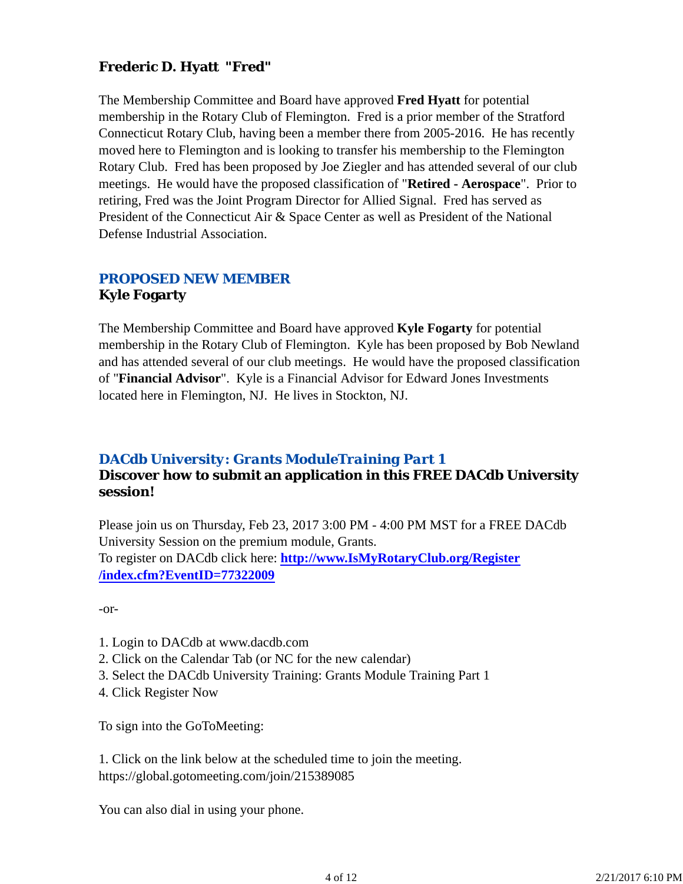### Frederic D. Hyatt "Fred"

The Membership Committee and Board have approved **Fred Hyatt** for potential membership in the Rotary Club of Flemington. Fred is a prior member of the Stratford Connecticut Rotary Club, having been a member there from 2005-2016. He has recently moved here to Flemington and is looking to transfer his membership to the Flemington Rotary Club. Fred has been proposed by Joe Ziegler and has attended several of our club meetings. He would have the proposed classification of "**Retired - Aerospace**". Prior to retiring, Fred was the Joint Program Director for Allied Signal. Fred has served as President of the Connecticut Air & Space Center as well as President of the National Defense Industrial Association.

## PROPOSED NEW MEMBER

### Kyle Fogarty

The Membership Committee and Board have approved **Kyle Fogarty** for potential membership in the Rotary Club of Flemington. Kyle has been proposed by Bob Newland and has attended several of our club meetings. He would have the proposed classification of "**Financial Advisor**". Kyle is a Financial Advisor for Edward Jones Investments located here in Flemington, NJ. He lives in Stockton, NJ.

## *DACdb University: Grants ModuleTraining Part 1*

### Discover how to submit an application in this FREE DACdb University session!

Please join us on Thursday, Feb 23, 2017 3:00 PM - 4:00 PM MST for a FREE DACdb University Session on the premium module, Grants.
To register on DACdb click here: **http://www.IsMyRotaryClub.org/Register/index.cfm?EventID=77322009**

-or-

1. Login to DACdb at www.dacdb.com
2. Click on the Calendar Tab (or NC for the new calendar)
3. Select the DACdb University Training: Grants Module Training Part 1
4. Click Register Now

To sign into the GoToMeeting:

1. Click on the link below at the scheduled time to join the meeting.
https://global.gotomeeting.com/join/215389085

You can also dial in using your phone.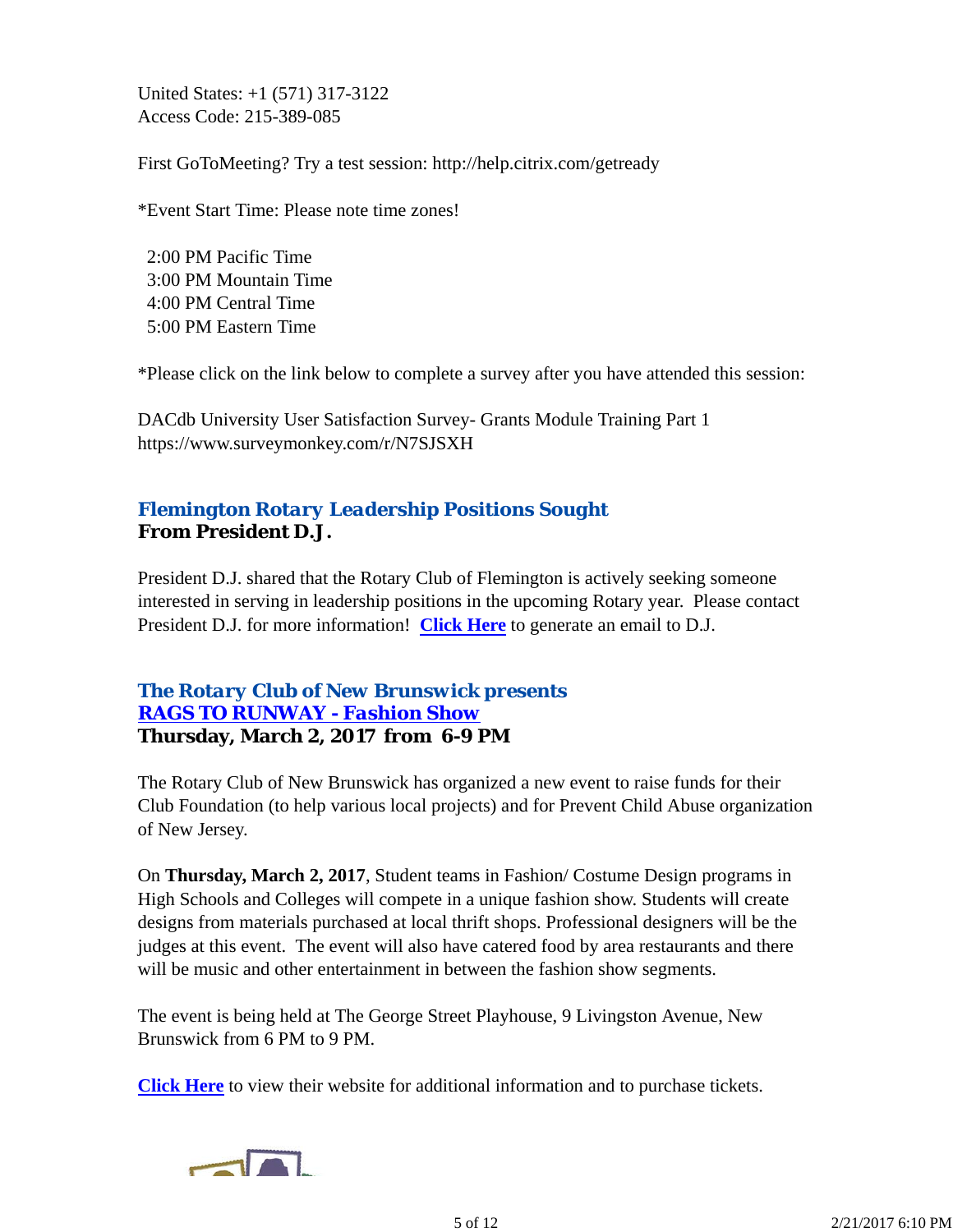United States: +1 (571) 317-3122
Access Code: 215-389-085

First GoToMeeting? Try a test session: http://help.citrix.com/getready

*Event Start Time: Please note time zones!

2:00 PM Pacific Time
3:00 PM Mountain Time
4:00 PM Central Time
5:00 PM Eastern Time

*Please click on the link below to complete a survey after you have attended this session:

DACdb University User Satisfaction Survey- Grants Module Training Part 1
https://www.surveymonkey.com/r/N7SJSXH

## *Flemington Rotary Leadership Positions Sought*
**From President D.J.**

President D.J. shared that the Rotary Club of Flemington is actively seeking someone interested in serving in leadership positions in the upcoming Rotary year. Please contact President D.J. for more information! **Click Here** to generate an email to D.J.

## *The Rotary Club of New Brunswick presents*
## *RAGS TO RUNWAY - Fashion Show*
**Thursday, March 2, 2017 from 6-9 PM**

The Rotary Club of New Brunswick has organized a new event to raise funds for their Club Foundation (to help various local projects) and for Prevent Child Abuse organization of New Jersey.

On **Thursday, March 2, 2017**, Student teams in Fashion/ Costume Design programs in High Schools and Colleges will compete in a unique fashion show. Students will create designs from materials purchased at local thrift shops. Professional designers will be the judges at this event. The event will also have catered food by area restaurants and there will be music and other entertainment in between the fashion show segments.

The event is being held at The George Street Playhouse, 9 Livingston Avenue, New Brunswick from 6 PM to 9 PM.

**Click Here** to view their website for additional information and to purchase tickets.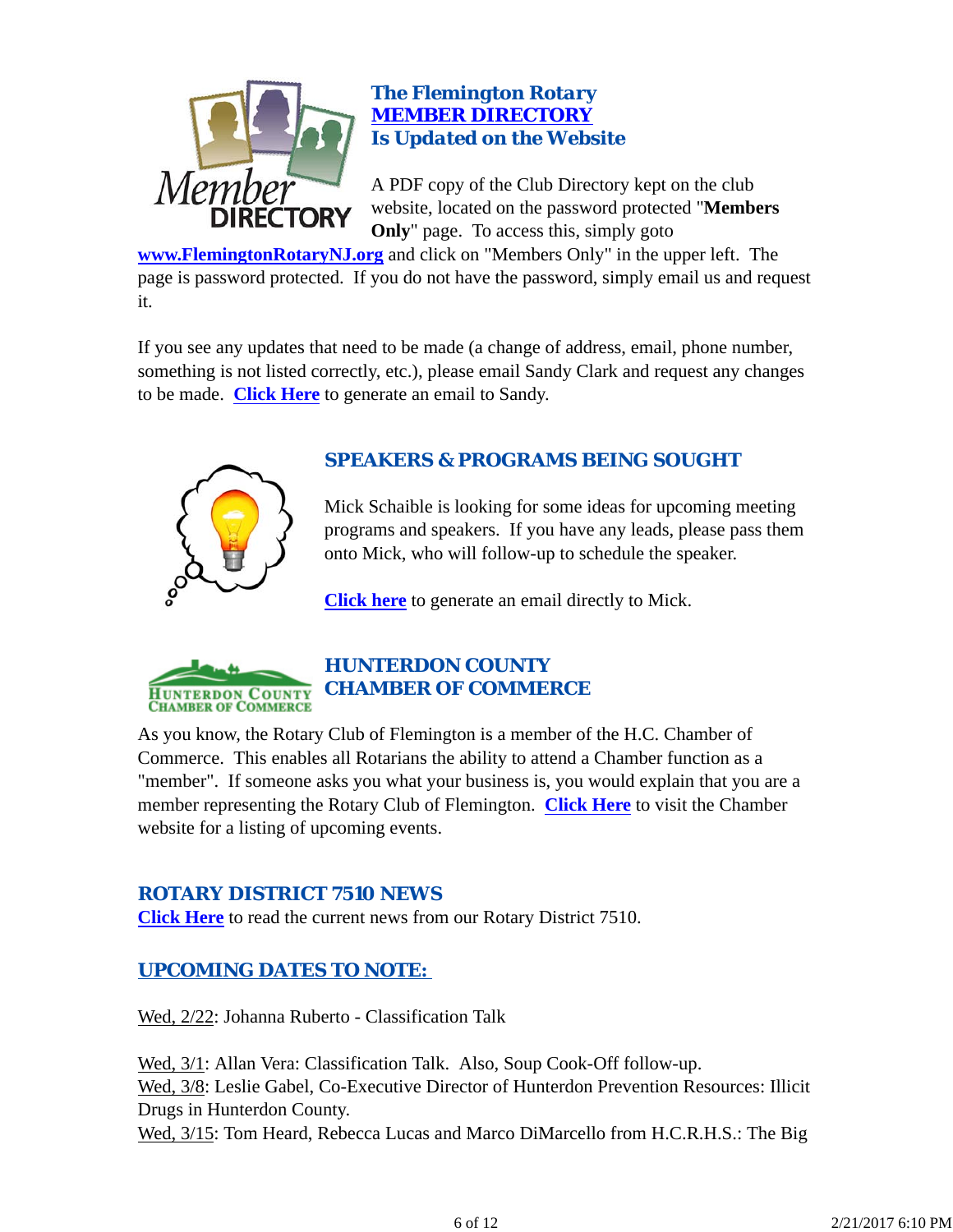### The Flemington Rotary MEMBER DIRECTORY Is Updated on the Website

A PDF copy of the Club Directory kept on the club website, located on the password protected "**Members Only**" page. To access this, simply goto **www.FlemingtonRotaryNJ.org** and click on "Members Only" in the upper left. The page is password protected. If you do not have the password, simply email us and request it.

If you see any updates that need to be made (a change of address, email, phone number, something is not listed correctly, etc.), please email Sandy Clark and request any changes to be made. **Click Here** to generate an email to Sandy.

### SPEAKERS & PROGRAMS BEING SOUGHT

Mick Schaible is looking for some ideas for upcoming meeting programs and speakers. If you have any leads, please pass them onto Mick, who will follow-up to schedule the speaker.

**Click here** to generate an email directly to Mick.

### HUNTERDON COUNTY CHAMBER OF COMMERCE

As you know, the Rotary Club of Flemington is a member of the H.C. Chamber of Commerce. This enables all Rotarians the ability to attend a Chamber function as a "member". If someone asks you what your business is, you would explain that you are a member representing the Rotary Club of Flemington. **Click Here** to visit the Chamber website for a listing of upcoming events.

### ROTARY DISTRICT 7510 NEWS

**Click Here** to read the current news from our Rotary District 7510.

### UPCOMING DATES TO NOTE:

Wed, 2/22: Johanna Ruberto - Classification Talk

Wed, 3/1: Allan Vera: Classification Talk. Also, Soup Cook-Off follow-up.
Wed, 3/8: Leslie Gabel, Co-Executive Director of Hunterdon Prevention Resources: Illicit Drugs in Hunterdon County.
Wed, 3/15: Tom Heard, Rebecca Lucas and Marco DiMarcello from H.C.R.H.S.: The Big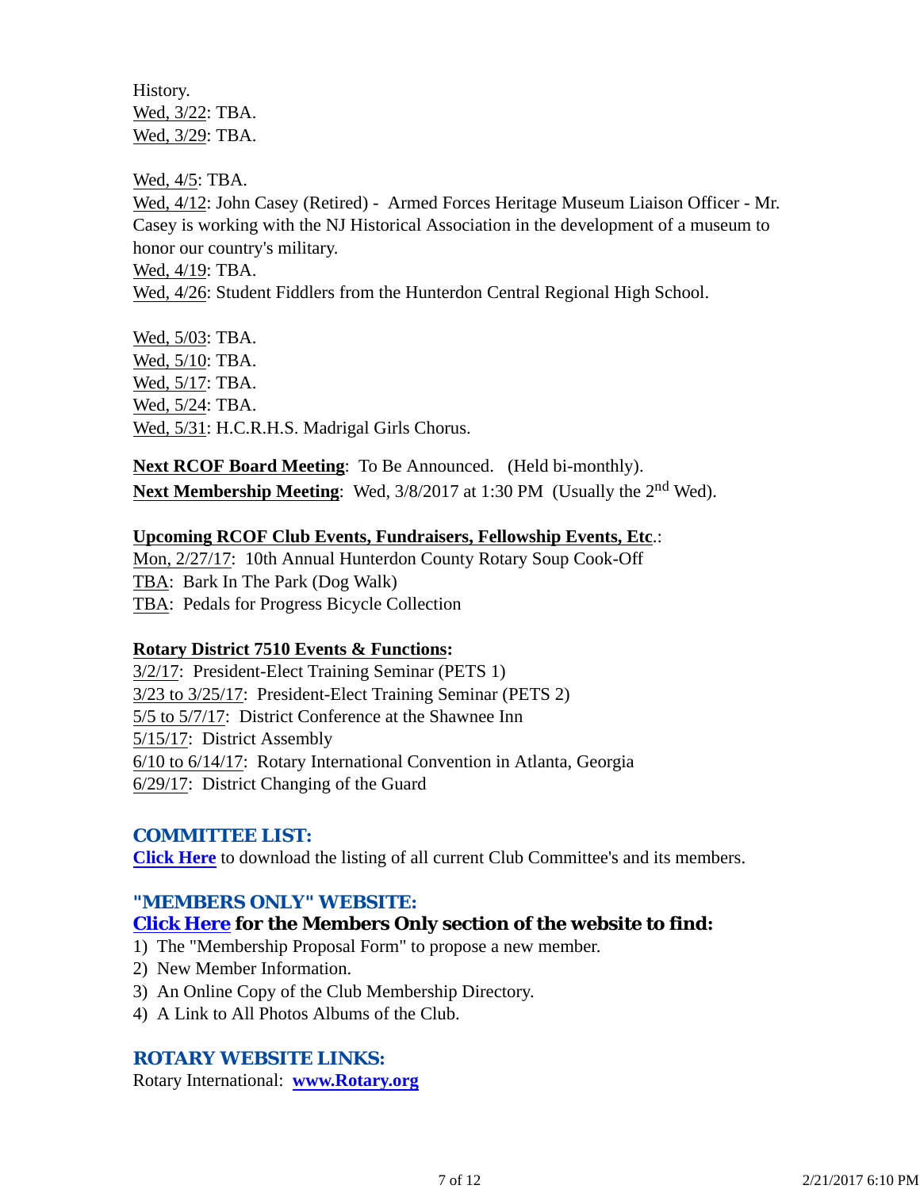History.
Wed, 3/22: TBA.
Wed, 3/29: TBA.

Wed, 4/5: TBA.
Wed, 4/12: John Casey (Retired) - Armed Forces Heritage Museum Liaison Officer - Mr. Casey is working with the NJ Historical Association in the development of a museum to honor our country's military.
Wed, 4/19: TBA.
Wed, 4/26: Student Fiddlers from the Hunterdon Central Regional High School.

Wed, 5/03: TBA.
Wed, 5/10: TBA.
Wed, 5/17: TBA.
Wed, 5/24: TBA.
Wed, 5/31: H.C.R.H.S. Madrigal Girls Chorus.

**Next RCOF Board Meeting**: To Be Announced. (Held bi-monthly).
**Next Membership Meeting**: Wed, 3/8/2017 at 1:30 PM (Usually the 2nd Wed).

**Upcoming RCOF Club Events, Fundraisers, Fellowship Events, Etc**.:
Mon, 2/27/17: 10th Annual Hunterdon County Rotary Soup Cook-Off
TBA: Bark In The Park (Dog Walk)
TBA: Pedals for Progress Bicycle Collection

**Rotary District 7510 Events & Functions:**
3/2/17: President-Elect Training Seminar (PETS 1)
3/23 to 3/25/17: President-Elect Training Seminar (PETS 2)
5/5 to 5/7/17: District Conference at the Shawnee Inn
5/15/17: District Assembly
6/10 to 6/14/17: Rotary International Convention in Atlanta, Georgia
6/29/17: District Changing of the Guard

## COMMITTEE LIST:

**Click Here** to download the listing of all current Club Committee's and its members.

## "MEMBERS ONLY" WEBSITE:

**Click Here for the Members Only section of the website to find:**

1) The "Membership Proposal Form" to propose a new member.
2) New Member Information.
3) An Online Copy of the Club Membership Directory.
4) A Link to All Photos Albums of the Club.

## ROTARY WEBSITE LINKS:

Rotary International: **www.Rotary.org**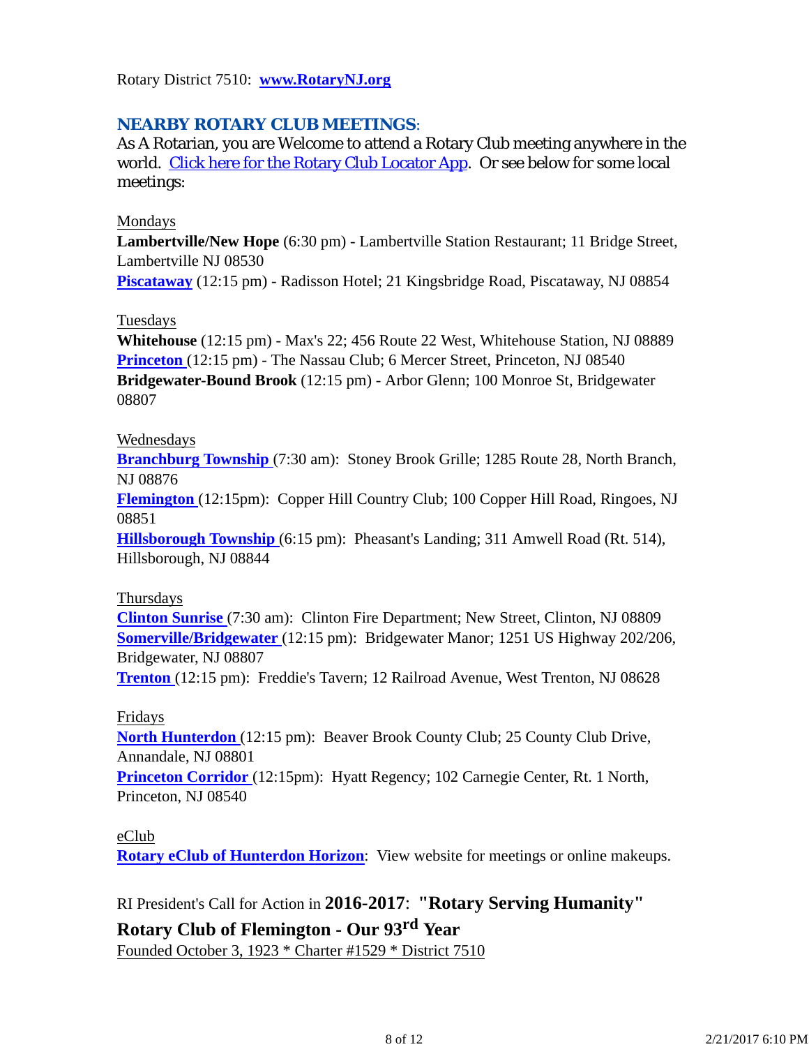Rotary District 7510: **www.RotaryNJ.org**

## NEARBY ROTARY CLUB MEETINGS:

As A Rotarian, you are Welcome to attend a Rotary Club meeting anywhere in the world. Click here for the Rotary Club Locator App. Or see below for some local meetings:

Mondays

**Lambertville/New Hope** (6:30 pm) - Lambertville Station Restaurant; 11 Bridge Street, Lambertville NJ 08530

**Piscataway** (12:15 pm) - Radisson Hotel; 21 Kingsbridge Road, Piscataway, NJ 08854

Tuesdays

**Whitehouse** (12:15 pm) - Max's 22; 456 Route 22 West, Whitehouse Station, NJ 08889

**Princeton** (12:15 pm) - The Nassau Club; 6 Mercer Street, Princeton, NJ 08540

**Bridgewater-Bound Brook** (12:15 pm) - Arbor Glenn; 100 Monroe St, Bridgewater 08807

Wednesdays

**Branchburg Township** (7:30 am): Stoney Brook Grille; 1285 Route 28, North Branch, NJ 08876

**Flemington** (12:15pm): Copper Hill Country Club; 100 Copper Hill Road, Ringoes, NJ 08851

**Hillsborough Township** (6:15 pm): Pheasant's Landing; 311 Amwell Road (Rt. 514), Hillsborough, NJ 08844

Thursdays

**Clinton Sunrise** (7:30 am): Clinton Fire Department; New Street, Clinton, NJ 08809

**Somerville/Bridgewater** (12:15 pm): Bridgewater Manor; 1251 US Highway 202/206, Bridgewater, NJ 08807

**Trenton** (12:15 pm): Freddie's Tavern; 12 Railroad Avenue, West Trenton, NJ 08628

Fridays

**North Hunterdon** (12:15 pm): Beaver Brook County Club; 25 County Club Drive, Annandale, NJ 08801

**Princeton Corridor** (12:15pm): Hyatt Regency; 102 Carnegie Center, Rt. 1 North, Princeton, NJ 08540

eClub

**Rotary eClub of Hunterdon Horizon**: View website for meetings or online makeups.

RI President's Call for Action in **2016-2017**: **"Rotary Serving Humanity"**

**Rotary Club of Flemington - Our 93rd Year**

Founded October 3, 1923 * Charter #1529 * District 7510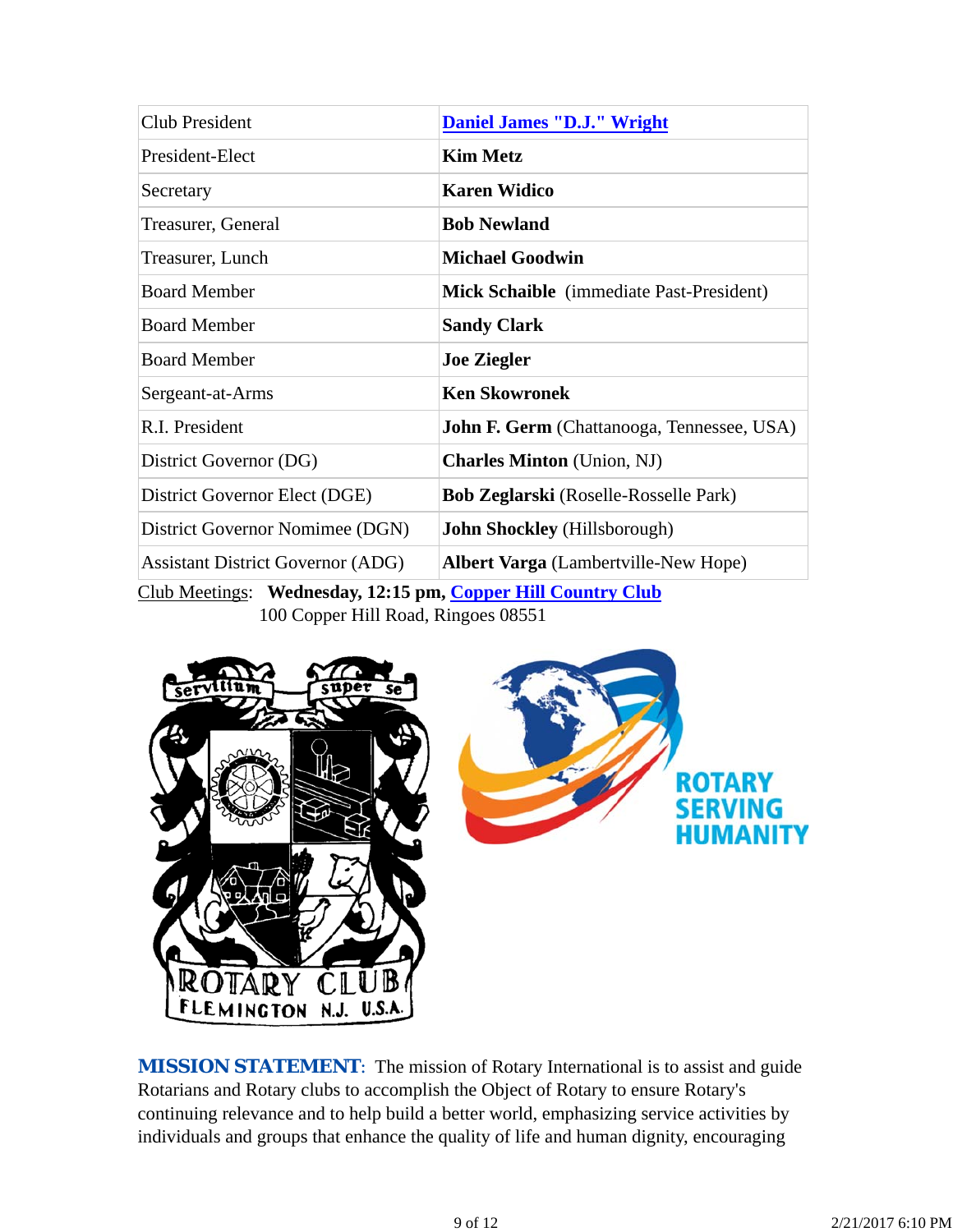| Club President | **Daniel James "D.J." Wright** |
|---|---|
| President-Elect | **Kim Metz** |
| Secretary | **Karen Widico** |
| Treasurer, General | **Bob Newland** |
| Treasurer, Lunch | **Michael Goodwin** |
| Board Member | **Mick Schaible** (immediate Past-President) |
| Board Member | **Sandy Clark** |
| Board Member | **Joe Ziegler** |
| Sergeant-at-Arms | **Ken Skowronek** |
| R.I. President | **John F. Germ** (Chattanooga, Tennessee, USA) |
| District Governor (DG) | **Charles Minton** (Union, NJ) |
| District Governor Elect (DGE) | **Bob Zeglarski** (Roselle-Rosselle Park) |
| District Governor Nominee (DGN) | **John Shockley** (Hillsborough) |
| Assistant District Governor (ADG) | **Albert Varga** (Lambertville-New Hope) |

Club Meetings: **Wednesday, 12:15 pm, Copper Hill Country Club**
100 Copper Hill Road, Ringoes 08551

**MISSION STATEMENT**: The mission of Rotary International is to assist and guide Rotarians and Rotary clubs to accomplish the Object of Rotary to ensure Rotary's continuing relevance and to help build a better world, emphasizing service activities by individuals and groups that enhance the quality of life and human dignity, encouraging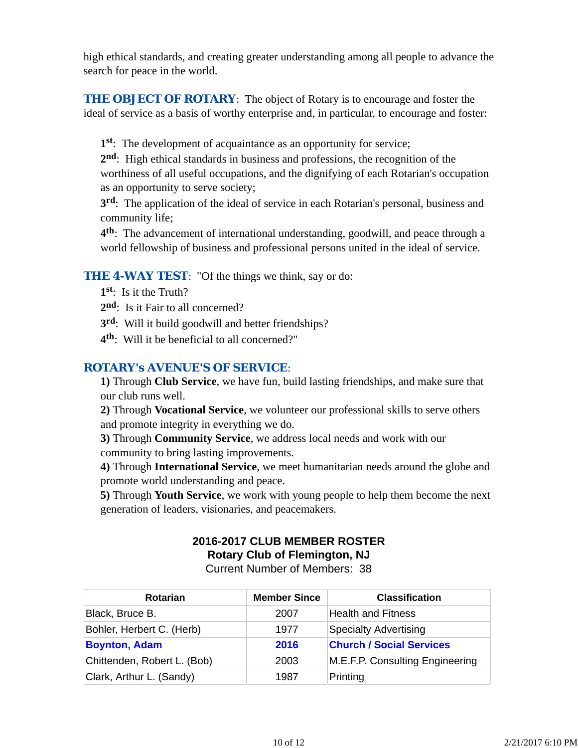high ethical standards, and creating greater understanding among all people to advance the search for peace in the world.

**THE OBJECT OF ROTARY**: The object of Rotary is to encourage and foster the ideal of service as a basis of worthy enterprise and, in particular, to encourage and foster:

**1st**: The development of acquaintance as an opportunity for service;
**2nd**: High ethical standards in business and professions, the recognition of the worthiness of all useful occupations, and the dignifying of each Rotarian's occupation as an opportunity to serve society;
**3rd**: The application of the ideal of service in each Rotarian's personal, business and community life;
**4th**: The advancement of international understanding, goodwill, and peace through a world fellowship of business and professional persons united in the ideal of service.

**THE 4-WAY TEST**: "Of the things we think, say or do:
**1st**: Is it the Truth?
**2nd**: Is it Fair to all concerned?
**3rd**: Will it build goodwill and better friendships?
**4th**: Will it be beneficial to all concerned?"

***ROTARY's AVENUE'S OF SERVICE***:
**1)** Through **Club Service**, we have fun, build lasting friendships, and make sure that our club runs well.
**2)** Through **Vocational Service**, we volunteer our professional skills to serve others and promote integrity in everything we do.
**3)** Through **Community Service**, we address local needs and work with our community to bring lasting improvements.
**4)** Through **International Service**, we meet humanitarian needs around the globe and promote world understanding and peace.
**5)** Through **Youth Service**, we work with young people to help them become the next generation of leaders, visionaries, and peacemakers.

**2016-2017 CLUB MEMBER ROSTER**
**Rotary Club of Flemington, NJ**
Current Number of Members: 38

| Rotarian | Member Since | Classification |
|---|---|---|
| Black, Bruce B. | 2007 | Health and Fitness |
| Bohler, Herbert C. (Herb) | 1977 | Specialty Advertising |
| **Boynton, Adam** | **2016** | **Church / Social Services** |
| Chittenden, Robert L. (Bob) | 2003 | M.E.F.P. Consulting Engineering |
| Clark, Arthur L. (Sandy) | 1987 | Printing |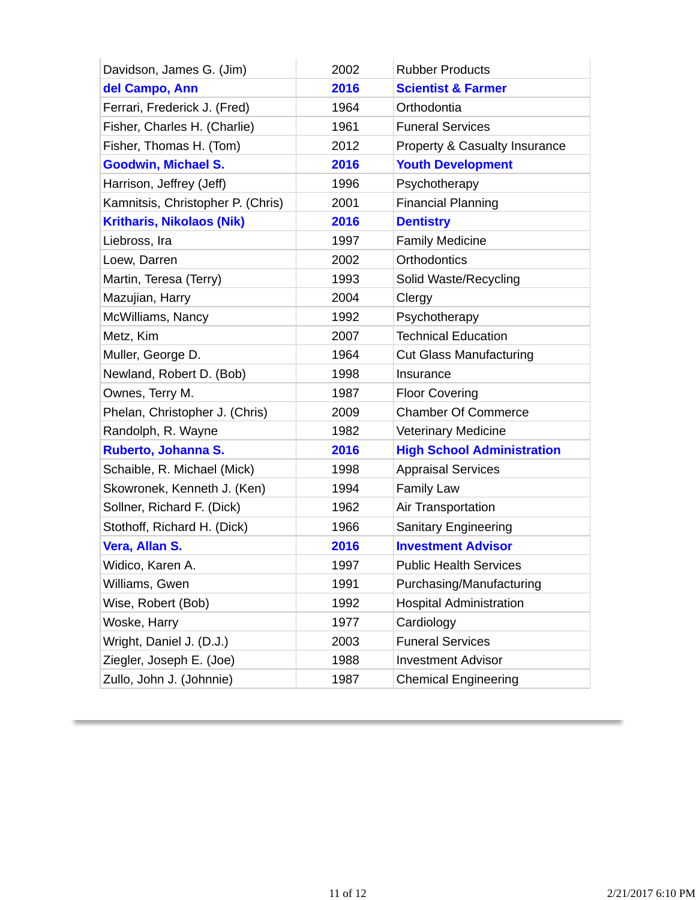| | | |
|---|---|---|
| Davidson, James G. (Jim) | 2002 | Rubber Products |
| **del Campo, Ann** | **2016** | **Scientist & Farmer** |
| Ferrari, Frederick J. (Fred) | 1964 | Orthodontia |
| Fisher, Charles H. (Charlie) | 1961 | Funeral Services |
| Fisher, Thomas H. (Tom) | 2012 | Property & Casualty Insurance |
| **Goodwin, Michael S.** | **2016** | **Youth Development** |
| Harrison, Jeffrey (Jeff) | 1996 | Psychotherapy |
| Kamnitsis, Christopher P. (Chris) | 2001 | Financial Planning |
| **Kritharis, Nikolaos (Nik)** | **2016** | **Dentistry** |
| Liebross, Ira | 1997 | Family Medicine |
| Loew, Darren | 2002 | Orthodontics |
| Martin, Teresa (Terry) | 1993 | Solid Waste/Recycling |
| Mazujian, Harry | 2004 | Clergy |
| McWilliams, Nancy | 1992 | Psychotherapy |
| Metz, Kim | 2007 | Technical Education |
| Muller, George D. | 1964 | Cut Glass Manufacturing |
| Newland, Robert D. (Bob) | 1998 | Insurance |
| Ownes, Terry M. | 1987 | Floor Covering |
| Phelan, Christopher J. (Chris) | 2009 | Chamber Of Commerce |
| Randolph, R. Wayne | 1982 | Veterinary Medicine |
| **Ruberto, Johanna S.** | **2016** | **High School Administration** |
| Schaible, R. Michael (Mick) | 1998 | Appraisal Services |
| Skowronek, Kenneth J. (Ken) | 1994 | Family Law |
| Sollner, Richard F. (Dick) | 1962 | Air Transportation |
| Stothoff, Richard H. (Dick) | 1966 | Sanitary Engineering |
| **Vera, Allan S.** | **2016** | **Investment Advisor** |
| Widico, Karen A. | 1997 | Public Health Services |
| Williams, Gwen | 1991 | Purchasing/Manufacturing |
| Wise, Robert (Bob) | 1992 | Hospital Administration |
| Woske, Harry | 1977 | Cardiology |
| Wright, Daniel J. (D.J.) | 2003 | Funeral Services |
| Ziegler, Joseph E. (Joe) | 1988 | Investment Advisor |
| Zullo, John J. (Johnnie) | 1987 | Chemical Engineering |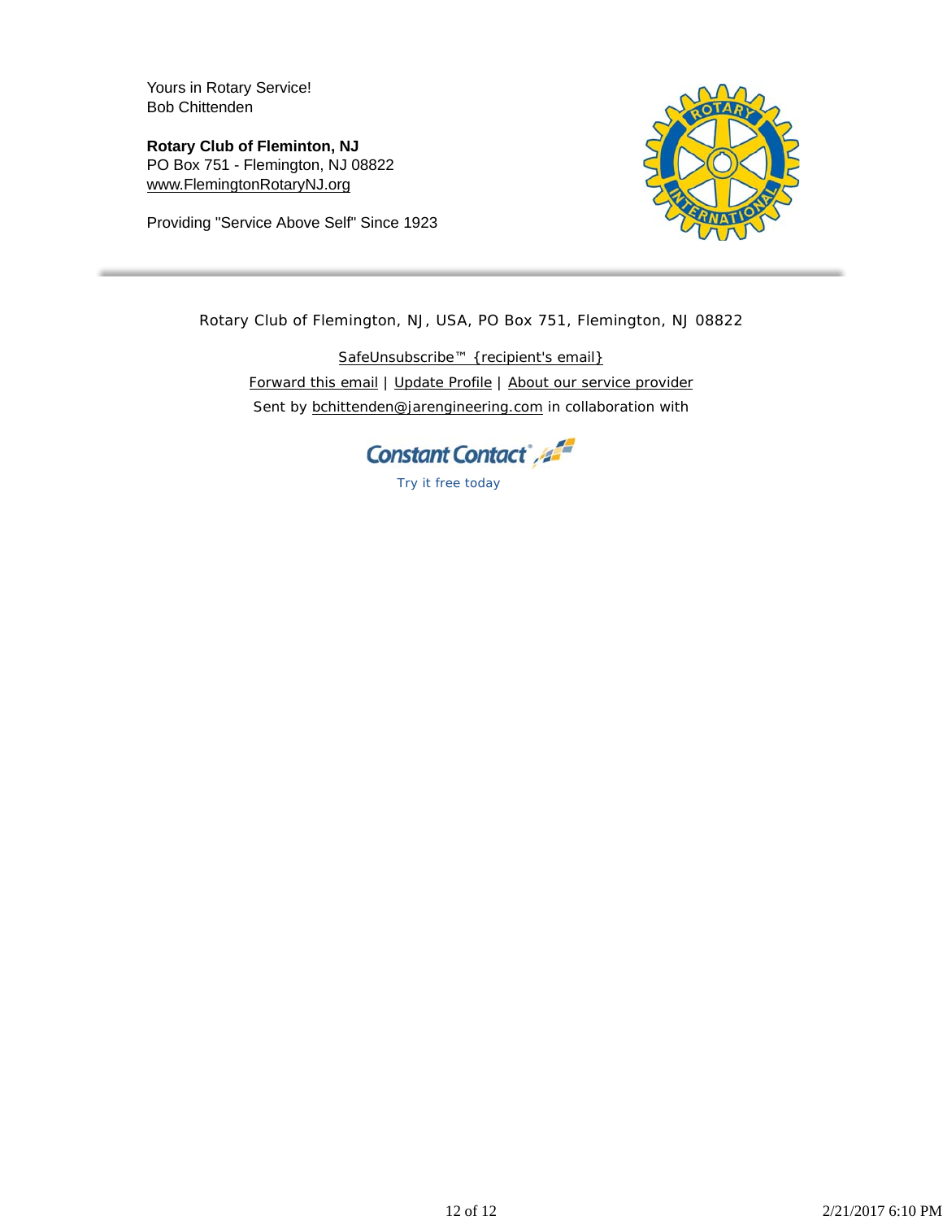Yours in Rotary Service!
Bob Chittenden

**Rotary Club of Fleminton, NJ**
PO Box 751 - Flemington, NJ 08822
www.FlemingtonRotaryNJ.org

Providing "Service Above Self" Since 1923

---

Rotary Club of Flemington, NJ, USA, PO Box 751, Flemington, NJ 08822

SafeUnsubscribe™ {recipient's email}

Forward this email | Update Profile | About our service provider

Sent by bchittenden@jarengineering.com in collaboration with

Constant Contact

Try it free today